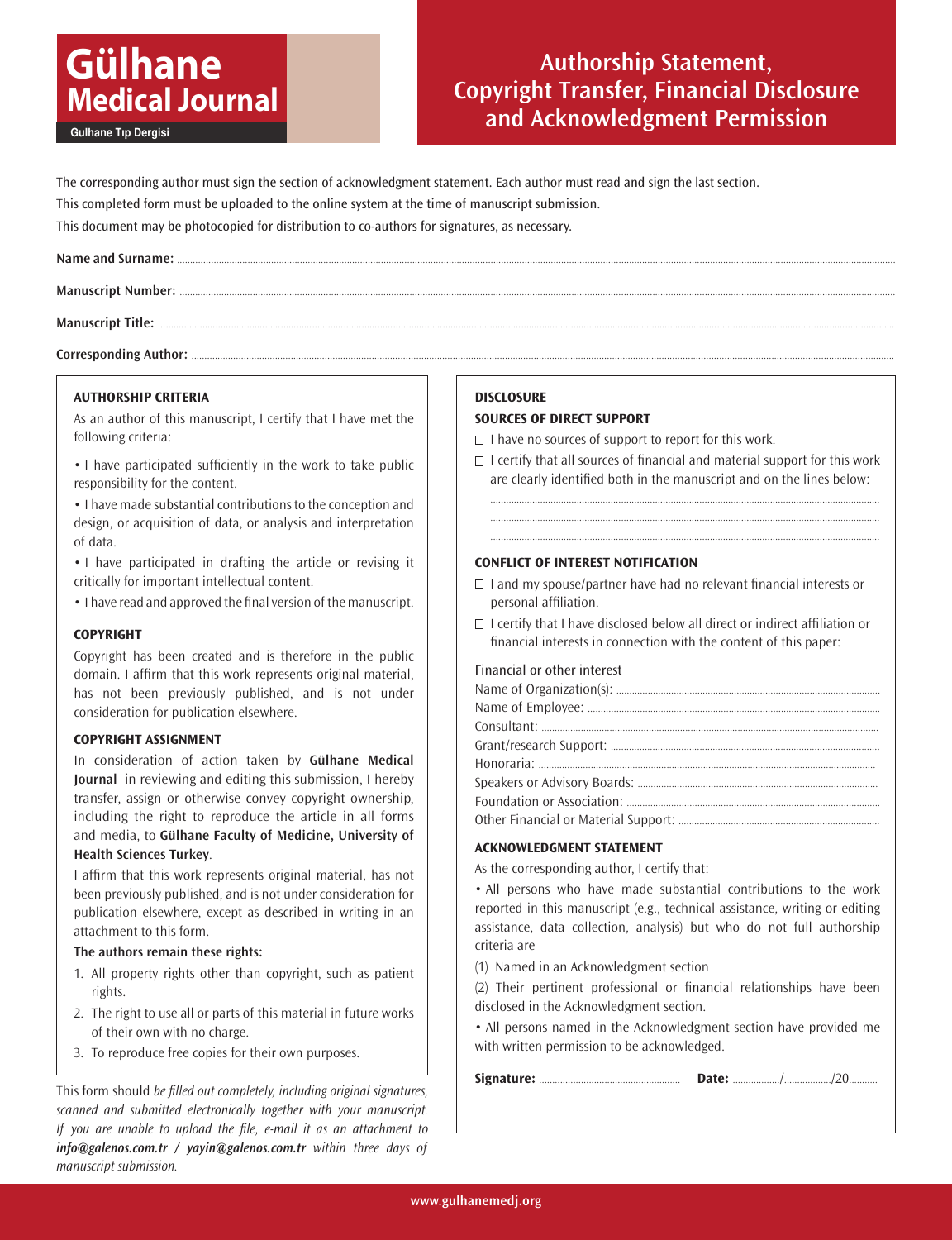# Gülhane Medical Journal

Gulhane Tıp Dergisi

# Authorship Statement, Copyright Transfer, Financial Disclosure and Acknowledgment Permission

The corresponding author must sign the section of acknowledgment statement. Each author must read and sign the last section.

This completed form must be uploaded to the online system at the time of manuscript submission.

This document may be photocopied for distribution to co-authors for signatures, as necessary.

**Name and Surname:** ..............................

**Manuscript Number:** ..............................

**Manuscript Title:** ..............................

**Corresponding Author:** ..............................

### AUTHORSHIP CRITERIA

As an author of this manuscript, I certify that I have met the following criteria:

- I have participated sufficiently in the work to take public responsibility for the content.
- I have made substantial contributions to the conception and design, or acquisition of data, or analysis and interpretation of data.
- I have participated in drafting the article or revising it critically for important intellectual content.
- I have read and approved the final version of the manuscript.

### COPYRIGHT

Copyright has been created and is therefore in the public domain. I affirm that this work represents original material, has not been previously published, and is not under consideration for publication elsewhere.

### COPYRIGHT ASSIGNMENT

In consideration of action taken by **Gülhane Medical Journal** in reviewing and editing this submission, I hereby transfer, assign or otherwise convey copyright ownership, including the right to reproduce the article in all forms and media, to **Gülhane Faculty of Medicine, University of Health Sciences Turkey**.

I affirm that this work represents original material, has not been previously published, and is not under consideration for publication elsewhere, except as described in writing in an attachment to this form.

**The authors remain these rights:**

1. All property rights other than copyright, such as patient rights.
2. The right to use all or parts of this material in future works of their own with no charge.
3. To reproduce free copies for their own purposes.

This form should *be filled out completely, including original signatures, scanned and submitted electronically together with your manuscript. If you are unable to upload the file, e-mail it as an attachment to* ***info@galenos.com.tr / yayin@galenos.com.tr*** *within three days of manuscript submission.*

### DISCLOSURE

### SOURCES OF DIRECT SUPPORT

- ☐ I have no sources of support to report for this work.
- ☐ I certify that all sources of financial and material support for this work are clearly identified both in the manuscript and on the lines below:

..............................

..............................

..............................

### CONFLICT OF INTEREST NOTIFICATION

- ☐ I and my spouse/partner have had no relevant financial interests or personal affiliation.
- ☐ I certify that I have disclosed below all direct or indirect affiliation or financial interests in connection with the content of this paper:

Financial or other interest

Name of Organization(s): ..............................

Name of Employee: ..............................

Consultant: ..............................

Grant/research Support: ..............................

Honoraria: ..............................

Speakers or Advisory Boards: ..............................

Foundation or Association: ..............................

Other Financial or Material Support: ..............................

### ACKNOWLEDGMENT STATEMENT

As the corresponding author, I certify that:

- All persons who have made substantial contributions to the work reported in this manuscript (e.g., technical assistance, writing or editing assistance, data collection, analysis) but who do not full authorship criteria are

(1) Named in an Acknowledgment section

(2) Their pertinent professional or financial relationships have been disclosed in the Acknowledgment section.

- All persons named in the Acknowledgment section have provided me with written permission to be acknowledged.

**Signature:** .............................. **Date:** ........../........../20..........

www.gulhanemedj.org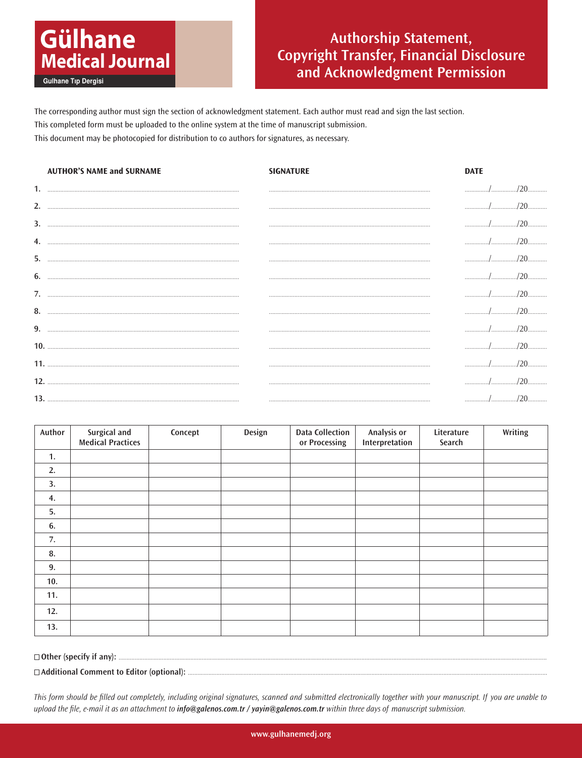# Gülhane Medical Journal

Gulhane Tıp Dergisi

# Authorship Statement, Copyright Transfer, Financial Disclosure and Acknowledgment Permission

The corresponding author must sign the section of acknowledgment statement. Each author must read and sign the last section.
This completed form must be uploaded to the online system at the time of manuscript submission.
This document may be photocopied for distribution to co authors for signatures, as necessary.

| AUTHOR'S NAME and SURNAME | SIGNATURE | DATE |
|---|---|---|
| 1. ........................ | ........................ | ....../....../20...... |
| 2. ........................ | ........................ | ....../....../20...... |
| 3. ........................ | ........................ | ....../....../20...... |
| 4. ........................ | ........................ | ....../....../20...... |
| 5. ........................ | ........................ | ....../....../20...... |
| 6. ........................ | ........................ | ....../....../20...... |
| 7. ........................ | ........................ | ....../....../20...... |
| 8. ........................ | ........................ | ....../....../20...... |
| 9. ........................ | ........................ | ....../....../20...... |
| 10. ........................ | ........................ | ....../....../20...... |
| 11. ........................ | ........................ | ....../....../20...... |
| 12. ........................ | ........................ | ....../....../20...... |
| 13. ........................ | ........................ | ....../....../20...... |

| Author | Surgical and Medical Practices | Concept | Design | Data Collection or Processing | Analysis or Interpretation | Literature Search | Writing |
|---|---|---|---|---|---|---|---|
| 1. | | | | | | | |
| 2. | | | | | | | |
| 3. | | | | | | | |
| 4. | | | | | | | |
| 5. | | | | | | | |
| 6. | | | | | | | |
| 7. | | | | | | | |
| 8. | | | | | | | |
| 9. | | | | | | | |
| 10. | | | | | | | |
| 11. | | | | | | | |
| 12. | | | | | | | |
| 13. | | | | | | | |

☐ **Other (specify if any):** ........................

☐ **Additional Comment to Editor (optional):** ........................

*This form should be filled out completely, including original signatures, scanned and submitted electronically together with your manuscript. If you are unable to upload the file, e-mail it as an attachment to* ***info@galenos.com.tr / yayin@galenos.com.tr*** *within three days of manuscript submission.*

www.gulhanemedj.org